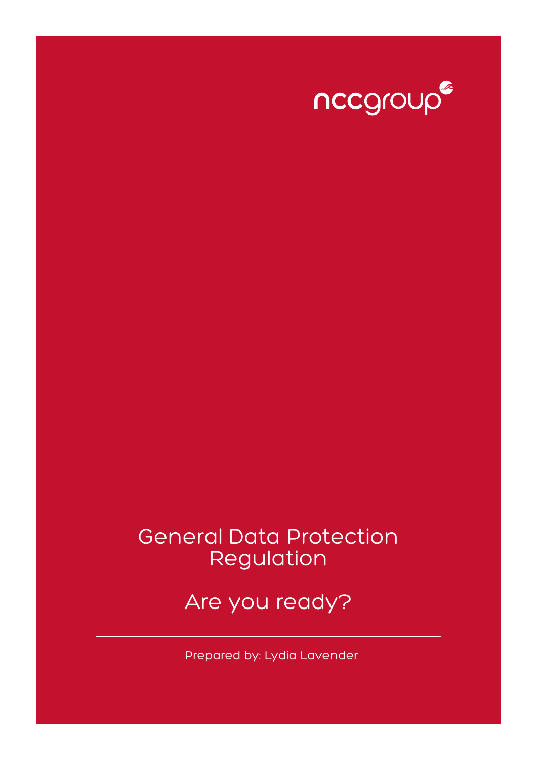nccgroup

# General Data Protection Regulation

## Are you ready?

Prepared by: Lydia Lavender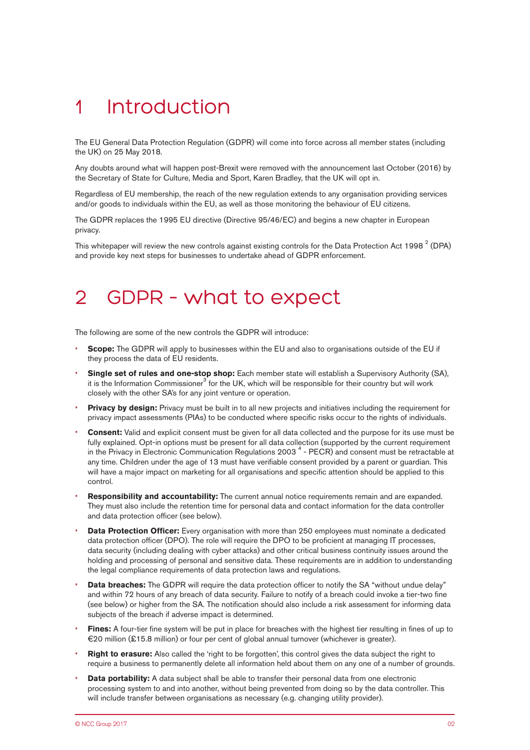# 1 Introduction

The EU General Data Protection Regulation (GDPR) will come into force across all member states (including the UK) on 25 May 2018.

Any doubts around what will happen post-Brexit were removed with the announcement last October (2016) by the Secretary of State for Culture, Media and Sport, Karen Bradley, that the UK will opt in.

Regardless of EU membership, the reach of the new regulation extends to any organisation providing services and/or goods to individuals within the EU, as well as those monitoring the behaviour of EU citizens.

The GDPR replaces the 1995 EU directive (Directive 95/46/EC) and begins a new chapter in European privacy.

This whitepaper will review the new controls against existing controls for the Data Protection Act 1998 [2] (DPA) and provide key next steps for businesses to undertake ahead of GDPR enforcement.

# 2 GDPR - what to expect

The following are some of the new controls the GDPR will introduce:

- **Scope:** The GDPR will apply to businesses within the EU and also to organisations outside of the EU if they process the data of EU residents.
- **Single set of rules and one-stop shop:** Each member state will establish a Supervisory Authority (SA), it is the Information Commissioner[3] for the UK, which will be responsible for their country but will work closely with the other SA's for any joint venture or operation.
- **Privacy by design:** Privacy must be built in to all new projects and initiatives including the requirement for privacy impact assessments (PIAs) to be conducted where specific risks occur to the rights of individuals.
- **Consent:** Valid and explicit consent must be given for all data collected and the purpose for its use must be fully explained. Opt-in options must be present for all data collection (supported by the current requirement in the Privacy in Electronic Communication Regulations 2003 [4] - PECR) and consent must be retractable at any time. Children under the age of 13 must have verifiable consent provided by a parent or guardian. This will have a major impact on marketing for all organisations and specific attention should be applied to this control.
- **Responsibility and accountability:** The current annual notice requirements remain and are expanded. They must also include the retention time for personal data and contact information for the data controller and data protection officer (see below).
- **Data Protection Officer:** Every organisation with more than 250 employees must nominate a dedicated data protection officer (DPO). The role will require the DPO to be proficient at managing IT processes, data security (including dealing with cyber attacks) and other critical business continuity issues around the holding and processing of personal and sensitive data. These requirements are in addition to understanding the legal compliance requirements of data protection laws and regulations.
- **Data breaches:** The GDPR will require the data protection officer to notify the SA "without undue delay" and within 72 hours of any breach of data security. Failure to notify of a breach could invoke a tier-two fine (see below) or higher from the SA. The notification should also include a risk assessment for informing data subjects of the breach if adverse impact is determined.
- **Fines:** A four-tier fine system will be put in place for breaches with the highest tier resulting in fines of up to €20 million (£15.8 million) or four per cent of global annual turnover (whichever is greater).
- **Right to erasure:** Also called the 'right to be forgotten', this control gives the data subject the right to require a business to permanently delete all information held about them on any one of a number of grounds.
- **Data portability:** A data subject shall be able to transfer their personal data from one electronic processing system to and into another, without being prevented from doing so by the data controller. This will include transfer between organisations as necessary (e.g. changing utility provider).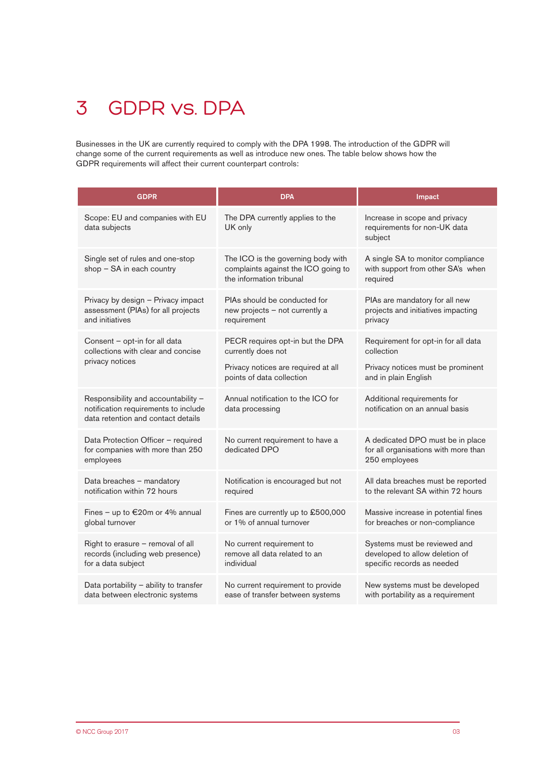# 3 GDPR vs. DPA

Businesses in the UK are currently required to comply with the DPA 1998. The introduction of the GDPR will change some of the current requirements as well as introduce new ones. The table below shows how the GDPR requirements will affect their current counterpart controls:

| GDPR | DPA | Impact |
|---|---|---|
| Scope: EU and companies with EU data subjects | The DPA currently applies to the UK only | Increase in scope and privacy requirements for non-UK data subject |
| Single set of rules and one-stop shop – SA in each country | The ICO is the governing body with complaints against the ICO going to the information tribunal | A single SA to monitor compliance with support from other SA's when required |
| Privacy by design – Privacy impact assessment (PIAs) for all projects and initiatives | PIAs should be conducted for new projects – not currently a requirement | PIAs are mandatory for all new projects and initiatives impacting privacy |
| Consent – opt-in for all data collections with clear and concise privacy notices | PECR requires opt-in but the DPA currently does not<br><br>Privacy notices are required at all points of data collection | Requirement for opt-in for all data collection<br><br>Privacy notices must be prominent and in plain English |
| Responsibility and accountability – notification requirements to include data retention and contact details | Annual notification to the ICO for data processing | Additional requirements for notification on an annual basis |
| Data Protection Officer – required for companies with more than 250 employees | No current requirement to have a dedicated DPO | A dedicated DPO must be in place for all organisations with more than 250 employees |
| Data breaches – mandatory notification within 72 hours | Notification is encouraged but not required | All data breaches must be reported to the relevant SA within 72 hours |
| Fines – up to €20m or 4% annual global turnover | Fines are currently up to £500,000 or 1% of annual turnover | Massive increase in potential fines for breaches or non-compliance |
| Right to erasure – removal of all records (including web presence) for a data subject | No current requirement to remove all data related to an individual | Systems must be reviewed and developed to allow deletion of specific records as needed |
| Data portability – ability to transfer data between electronic systems | No current requirement to provide ease of transfer between systems | New systems must be developed with portability as a requirement |

© NCC Group 2017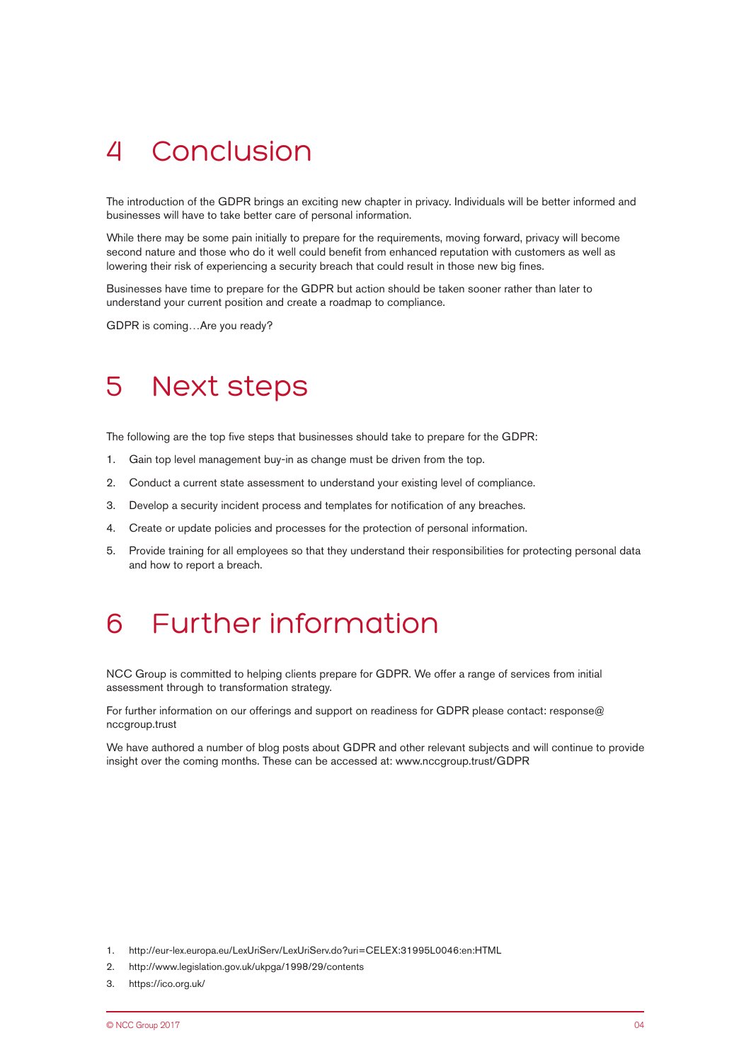# 4 Conclusion

The introduction of the GDPR brings an exciting new chapter in privacy. Individuals will be better informed and businesses will have to take better care of personal information.

While there may be some pain initially to prepare for the requirements, moving forward, privacy will become second nature and those who do it well could benefit from enhanced reputation with customers as well as lowering their risk of experiencing a security breach that could result in those new big fines.

Businesses have time to prepare for the GDPR but action should be taken sooner rather than later to understand your current position and create a roadmap to compliance.

GDPR is coming…Are you ready?

# 5 Next steps

The following are the top five steps that businesses should take to prepare for the GDPR:

1. Gain top level management buy-in as change must be driven from the top.
2. Conduct a current state assessment to understand your existing level of compliance.
3. Develop a security incident process and templates for notification of any breaches.
4. Create or update policies and processes for the protection of personal information.
5. Provide training for all employees so that they understand their responsibilities for protecting personal data and how to report a breach.

# 6 Further information

NCC Group is committed to helping clients prepare for GDPR. We offer a range of services from initial assessment through to transformation strategy.

For further information on our offerings and support on readiness for GDPR please contact: response@nccgroup.trust

We have authored a number of blog posts about GDPR and other relevant subjects and will continue to provide insight over the coming months. These can be accessed at: www.nccgroup.trust/GDPR

1. http://eur-lex.europa.eu/LexUriServ/LexUriServ.do?uri=CELEX:31995L0046:en:HTML
2. http://www.legislation.gov.uk/ukpga/1998/29/contents
3. https://ico.org.uk/